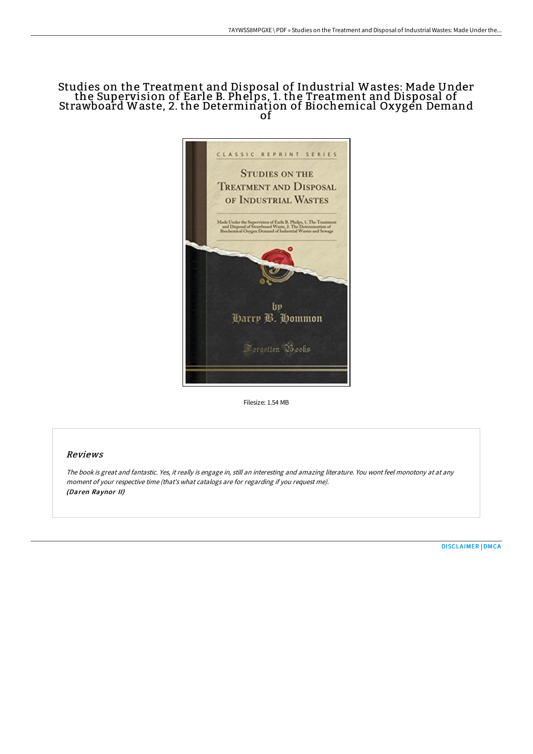# Studies on the Treatment and Disposal of Industrial Wastes: Made Under the Supervision of Earle B. Phelps, 1. the Treatment and Disposal of Strawboard Waste, 2. the Determination of Biochemical Oxygen Demand of

CLASSIC REPRINT SERIES

STUDIES ON THE TREATMENT AND DISPOSAL OF INDUSTRIAL WASTES

Made Under the Supervision of Earle B. Phelps, 1. The Treatment and Disposal of Strawboard Waste, 2. The Determination of Biochemical Oxygen Demand of Industrial Wastes and Sewage

by Harry B. Hommon

Forgotten Books

Filesize: 1.54 MB

## Reviews

*The book is great and fantastic. Yes, it really is engage in, still an interesting and amazing literature. You wont feel monotony at at any moment of your respective time (that's what catalogs are for regarding if you request me).*
***(Daren Raynor II)***

DISCLAIMER | DMCA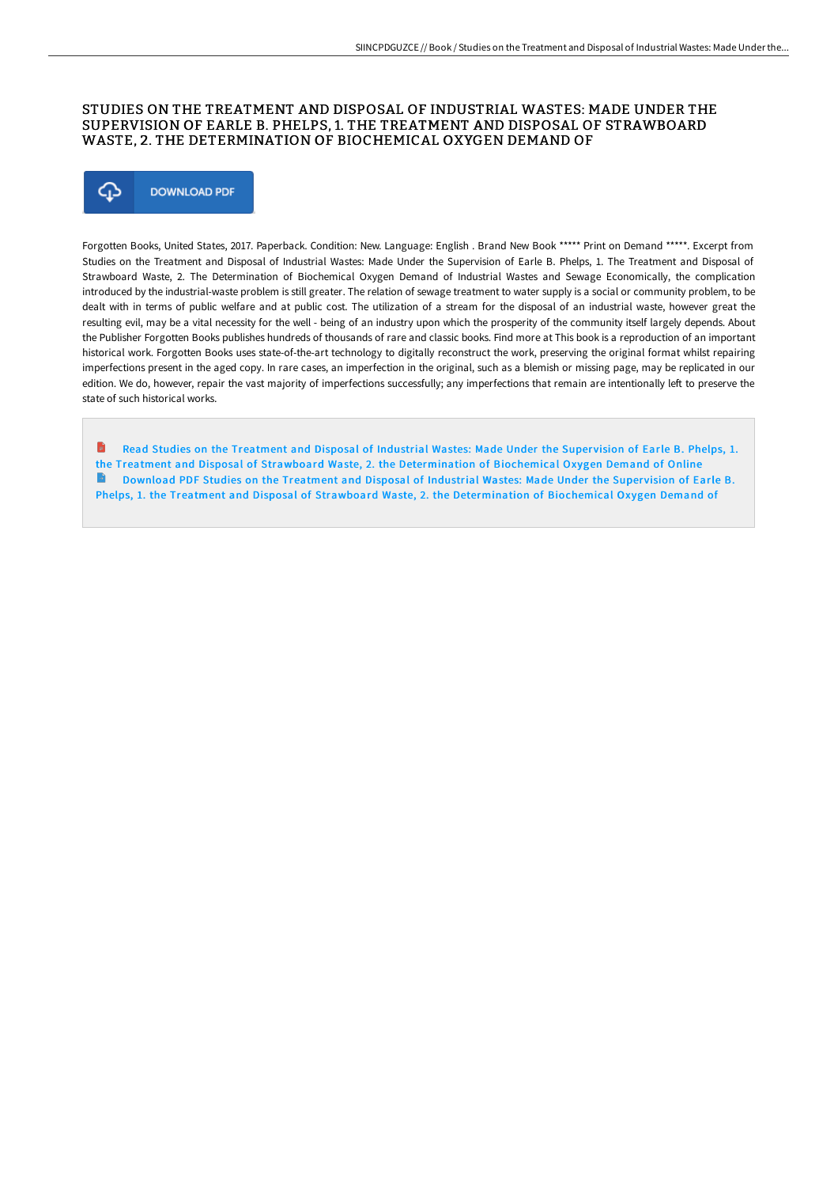# STUDIES ON THE TREATMENT AND DISPOSAL OF INDUSTRIAL WASTES: MADE UNDER THE SUPERVISION OF EARLE B. PHELPS, 1. THE TREATMENT AND DISPOSAL OF STRAWBOARD WASTE, 2. THE DETERMINATION OF BIOCHEMICAL OXYGEN DEMAND OF

DOWNLOAD PDF

Forgotten Books, United States, 2017. Paperback. Condition: New. Language: English . Brand New Book ***** Print on Demand *****. Excerpt from Studies on the Treatment and Disposal of Industrial Wastes: Made Under the Supervision of Earle B. Phelps, 1. The Treatment and Disposal of Strawboard Waste, 2. The Determination of Biochemical Oxygen Demand of Industrial Wastes and Sewage Economically, the complication introduced by the industrial-waste problem is still greater. The relation of sewage treatment to water supply is a social or community problem, to be dealt with in terms of public welfare and at public cost. The utilization of a stream for the disposal of an industrial waste, however great the resulting evil, may be a vital necessity for the well - being of an industry upon which the prosperity of the community itself largely depends. About the Publisher Forgotten Books publishes hundreds of thousands of rare and classic books. Find more at This book is a reproduction of an important historical work. Forgotten Books uses state-of-the-art technology to digitally reconstruct the work, preserving the original format whilst repairing imperfections present in the aged copy. In rare cases, an imperfection in the original, such as a blemish or missing page, may be replicated in our edition. We do, however, repair the vast majority of imperfections successfully; any imperfections that remain are intentionally left to preserve the state of such historical works.

Read Studies on the Treatment and Disposal of Industrial Wastes: Made Under the Supervision of Earle B. Phelps, 1. the Treatment and Disposal of Strawboard Waste, 2. the Determination of Biochemical Oxygen Demand of Online

Download PDF Studies on the Treatment and Disposal of Industrial Wastes: Made Under the Supervision of Earle B. Phelps, 1. the Treatment and Disposal of Strawboard Waste, 2. the Determination of Biochemical Oxygen Demand of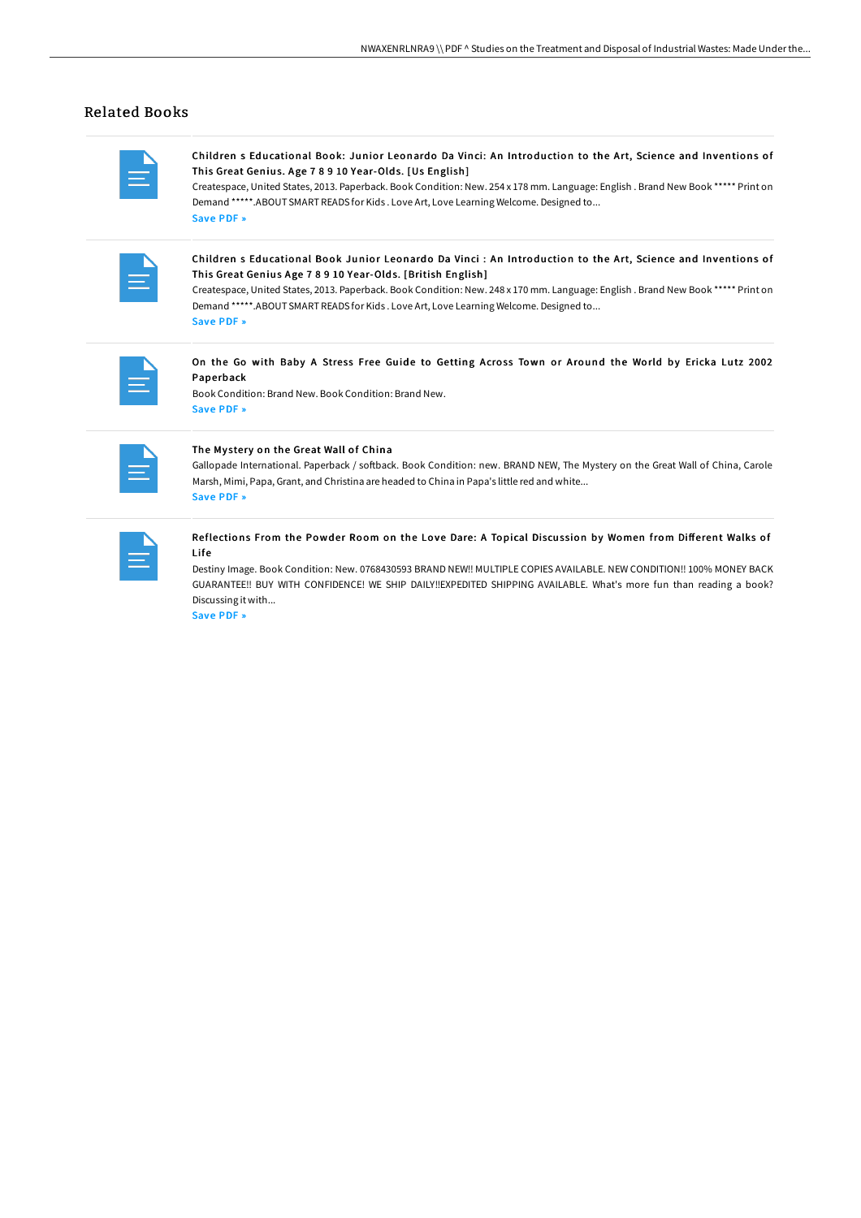## Related Books

**Children s Educational Book: Junior Leonardo Da Vinci: An Introduction to the Art, Science and Inventions of This Great Genius. Age 7 8 9 10 Year-Olds. [Us English]**

Createspace, United States, 2013. Paperback. Book Condition: New. 254 x 178 mm. Language: English . Brand New Book ***** Print on Demand *****.ABOUT SMART READS for Kids . Love Art, Love Learning Welcome. Designed to...

Save PDF »

**Children s Educational Book Junior Leonardo Da Vinci : An Introduction to the Art, Science and Inventions of This Great Genius Age 7 8 9 10 Year-Olds. [British English]**

Createspace, United States, 2013. Paperback. Book Condition: New. 248 x 170 mm. Language: English . Brand New Book ***** Print on Demand *****.ABOUT SMART READS for Kids . Love Art, Love Learning Welcome. Designed to...

Save PDF »

**On the Go with Baby A Stress Free Guide to Getting Across Town or Around the World by Ericka Lutz 2002 Paperback**

Book Condition: Brand New. Book Condition: Brand New.

Save PDF »

**The Mystery on the Great Wall of China**

Gallopade International. Paperback / softback. Book Condition: new. BRAND NEW, The Mystery on the Great Wall of China, Carole Marsh, Mimi, Papa, Grant, and Christina are headed to China in Papa's little red and white...

Save PDF »

**Reflections From the Powder Room on the Love Dare: A Topical Discussion by Women from Different Walks of Life**

Destiny Image. Book Condition: New. 0768430593 BRAND NEW!! MULTIPLE COPIES AVAILABLE. NEW CONDITION!! 100% MONEY BACK GUARANTEE!! BUY WITH CONFIDENCE! WE SHIP DAILY!!EXPEDITED SHIPPING AVAILABLE. What's more fun than reading a book? Discussing it with...

Save PDF »